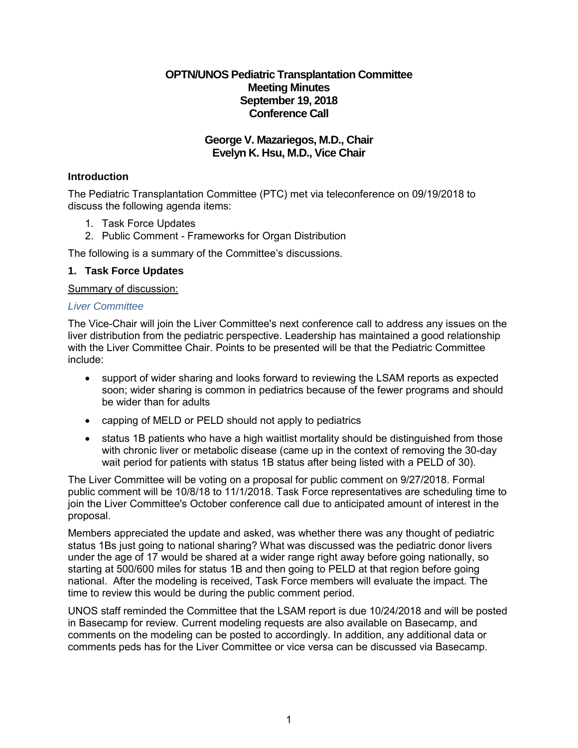# OPTN/UNOS Pediatric Transplantation Committee
# Meeting Minutes
# September 19, 2018
# Conference Call

## George V. Mazariegos, M.D., Chair
## Evelyn K. Hsu, M.D., Vice Chair

### Introduction

The Pediatric Transplantation Committee (PTC) met via teleconference on 09/19/2018 to discuss the following agenda items:

1. Task Force Updates
2. Public Comment - Frameworks for Organ Distribution

The following is a summary of the Committee's discussions.

### 1. Task Force Updates

Summary of discussion:

*Liver Committee*

The Vice-Chair will join the Liver Committee's next conference call to address any issues on the liver distribution from the pediatric perspective. Leadership has maintained a good relationship with the Liver Committee Chair. Points to be presented will be that the Pediatric Committee include:

- support of wider sharing and looks forward to reviewing the LSAM reports as expected soon; wider sharing is common in pediatrics because of the fewer programs and should be wider than for adults
- capping of MELD or PELD should not apply to pediatrics
- status 1B patients who have a high waitlist mortality should be distinguished from those with chronic liver or metabolic disease (came up in the context of removing the 30-day wait period for patients with status 1B status after being listed with a PELD of 30).

The Liver Committee will be voting on a proposal for public comment on 9/27/2018. Formal public comment will be 10/8/18 to 11/1/2018. Task Force representatives are scheduling time to join the Liver Committee's October conference call due to anticipated amount of interest in the proposal.

Members appreciated the update and asked, was whether there was any thought of pediatric status 1Bs just going to national sharing? What was discussed was the pediatric donor livers under the age of 17 would be shared at a wider range right away before going nationally, so starting at 500/600 miles for status 1B and then going to PELD at that region before going national. After the modeling is received, Task Force members will evaluate the impact. The time to review this would be during the public comment period.

UNOS staff reminded the Committee that the LSAM report is due 10/24/2018 and will be posted in Basecamp for review. Current modeling requests are also available on Basecamp, and comments on the modeling can be posted to accordingly. In addition, any additional data or comments peds has for the Liver Committee or vice versa can be discussed via Basecamp.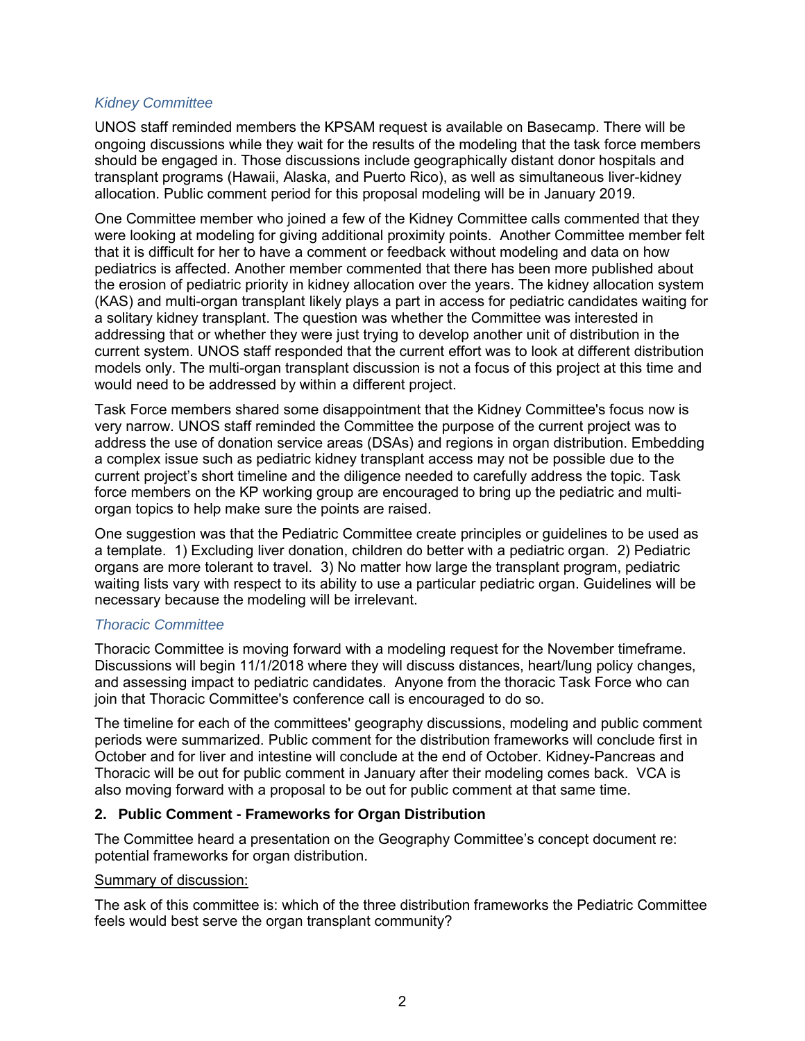*Kidney Committee*

UNOS staff reminded members the KPSAM request is available on Basecamp. There will be ongoing discussions while they wait for the results of the modeling that the task force members should be engaged in. Those discussions include geographically distant donor hospitals and transplant programs (Hawaii, Alaska, and Puerto Rico), as well as simultaneous liver-kidney allocation. Public comment period for this proposal modeling will be in January 2019.

One Committee member who joined a few of the Kidney Committee calls commented that they were looking at modeling for giving additional proximity points. Another Committee member felt that it is difficult for her to have a comment or feedback without modeling and data on how pediatrics is affected. Another member commented that there has been more published about the erosion of pediatric priority in kidney allocation over the years. The kidney allocation system (KAS) and multi-organ transplant likely plays a part in access for pediatric candidates waiting for a solitary kidney transplant. The question was whether the Committee was interested in addressing that or whether they were just trying to develop another unit of distribution in the current system. UNOS staff responded that the current effort was to look at different distribution models only. The multi-organ transplant discussion is not a focus of this project at this time and would need to be addressed by within a different project.

Task Force members shared some disappointment that the Kidney Committee's focus now is very narrow. UNOS staff reminded the Committee the purpose of the current project was to address the use of donation service areas (DSAs) and regions in organ distribution. Embedding a complex issue such as pediatric kidney transplant access may not be possible due to the current project's short timeline and the diligence needed to carefully address the topic. Task force members on the KP working group are encouraged to bring up the pediatric and multi-organ topics to help make sure the points are raised.

One suggestion was that the Pediatric Committee create principles or guidelines to be used as a template. 1) Excluding liver donation, children do better with a pediatric organ. 2) Pediatric organs are more tolerant to travel. 3) No matter how large the transplant program, pediatric waiting lists vary with respect to its ability to use a particular pediatric organ. Guidelines will be necessary because the modeling will be irrelevant.

*Thoracic Committee*

Thoracic Committee is moving forward with a modeling request for the November timeframe. Discussions will begin 11/1/2018 where they will discuss distances, heart/lung policy changes, and assessing impact to pediatric candidates. Anyone from the thoracic Task Force who can join that Thoracic Committee's conference call is encouraged to do so.

The timeline for each of the committees' geography discussions, modeling and public comment periods were summarized. Public comment for the distribution frameworks will conclude first in October and for liver and intestine will conclude at the end of October. Kidney-Pancreas and Thoracic will be out for public comment in January after their modeling comes back. VCA is also moving forward with a proposal to be out for public comment at that same time.

**2. Public Comment - Frameworks for Organ Distribution**

The Committee heard a presentation on the Geography Committee's concept document re: potential frameworks for organ distribution.

<u>Summary of discussion:</u>

The ask of this committee is: which of the three distribution frameworks the Pediatric Committee feels would best serve the organ transplant community?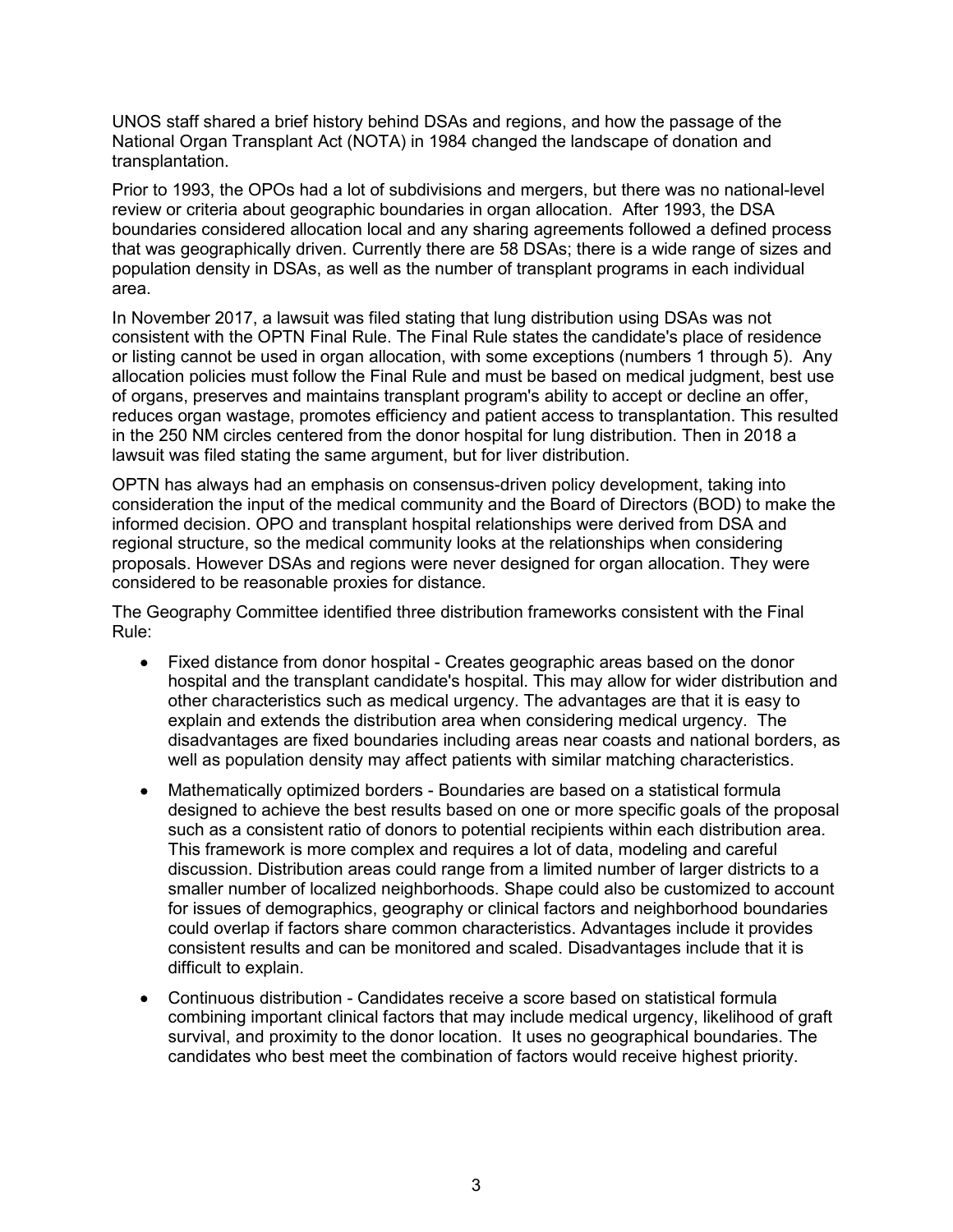UNOS staff shared a brief history behind DSAs and regions, and how the passage of the National Organ Transplant Act (NOTA) in 1984 changed the landscape of donation and transplantation.

Prior to 1993, the OPOs had a lot of subdivisions and mergers, but there was no national-level review or criteria about geographic boundaries in organ allocation. After 1993, the DSA boundaries considered allocation local and any sharing agreements followed a defined process that was geographically driven. Currently there are 58 DSAs; there is a wide range of sizes and population density in DSAs, as well as the number of transplant programs in each individual area.

In November 2017, a lawsuit was filed stating that lung distribution using DSAs was not consistent with the OPTN Final Rule. The Final Rule states the candidate's place of residence or listing cannot be used in organ allocation, with some exceptions (numbers 1 through 5). Any allocation policies must follow the Final Rule and must be based on medical judgment, best use of organs, preserves and maintains transplant program's ability to accept or decline an offer, reduces organ wastage, promotes efficiency and patient access to transplantation. This resulted in the 250 NM circles centered from the donor hospital for lung distribution. Then in 2018 a lawsuit was filed stating the same argument, but for liver distribution.

OPTN has always had an emphasis on consensus-driven policy development, taking into consideration the input of the medical community and the Board of Directors (BOD) to make the informed decision. OPO and transplant hospital relationships were derived from DSA and regional structure, so the medical community looks at the relationships when considering proposals. However DSAs and regions were never designed for organ allocation. They were considered to be reasonable proxies for distance.

The Geography Committee identified three distribution frameworks consistent with the Final Rule:

- Fixed distance from donor hospital - Creates geographic areas based on the donor hospital and the transplant candidate's hospital. This may allow for wider distribution and other characteristics such as medical urgency. The advantages are that it is easy to explain and extends the distribution area when considering medical urgency. The disadvantages are fixed boundaries including areas near coasts and national borders, as well as population density may affect patients with similar matching characteristics.
- Mathematically optimized borders - Boundaries are based on a statistical formula designed to achieve the best results based on one or more specific goals of the proposal such as a consistent ratio of donors to potential recipients within each distribution area. This framework is more complex and requires a lot of data, modeling and careful discussion. Distribution areas could range from a limited number of larger districts to a smaller number of localized neighborhoods. Shape could also be customized to account for issues of demographics, geography or clinical factors and neighborhood boundaries could overlap if factors share common characteristics. Advantages include it provides consistent results and can be monitored and scaled. Disadvantages include that it is difficult to explain.
- Continuous distribution - Candidates receive a score based on statistical formula combining important clinical factors that may include medical urgency, likelihood of graft survival, and proximity to the donor location. It uses no geographical boundaries. The candidates who best meet the combination of factors would receive highest priority.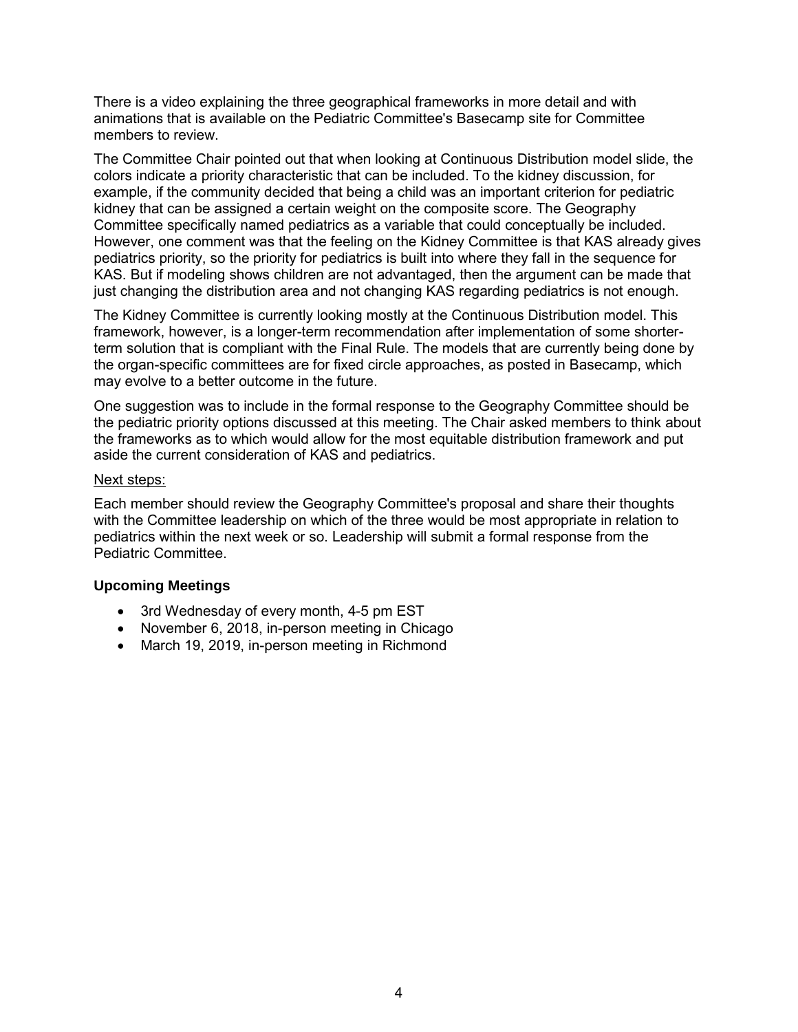There is a video explaining the three geographical frameworks in more detail and with animations that is available on the Pediatric Committee's Basecamp site for Committee members to review.

The Committee Chair pointed out that when looking at Continuous Distribution model slide, the colors indicate a priority characteristic that can be included. To the kidney discussion, for example, if the community decided that being a child was an important criterion for pediatric kidney that can be assigned a certain weight on the composite score. The Geography Committee specifically named pediatrics as a variable that could conceptually be included. However, one comment was that the feeling on the Kidney Committee is that KAS already gives pediatrics priority, so the priority for pediatrics is built into where they fall in the sequence for KAS. But if modeling shows children are not advantaged, then the argument can be made that just changing the distribution area and not changing KAS regarding pediatrics is not enough.

The Kidney Committee is currently looking mostly at the Continuous Distribution model. This framework, however, is a longer-term recommendation after implementation of some shorter-term solution that is compliant with the Final Rule. The models that are currently being done by the organ-specific committees are for fixed circle approaches, as posted in Basecamp, which may evolve to a better outcome in the future.

One suggestion was to include in the formal response to the Geography Committee should be the pediatric priority options discussed at this meeting. The Chair asked members to think about the frameworks as to which would allow for the most equitable distribution framework and put aside the current consideration of KAS and pediatrics.

Next steps:

Each member should review the Geography Committee's proposal and share their thoughts with the Committee leadership on which of the three would be most appropriate in relation to pediatrics within the next week or so. Leadership will submit a formal response from the Pediatric Committee.

### Upcoming Meetings

- 3rd Wednesday of every month, 4-5 pm EST
- November 6, 2018, in-person meeting in Chicago
- March 19, 2019, in-person meeting in Richmond